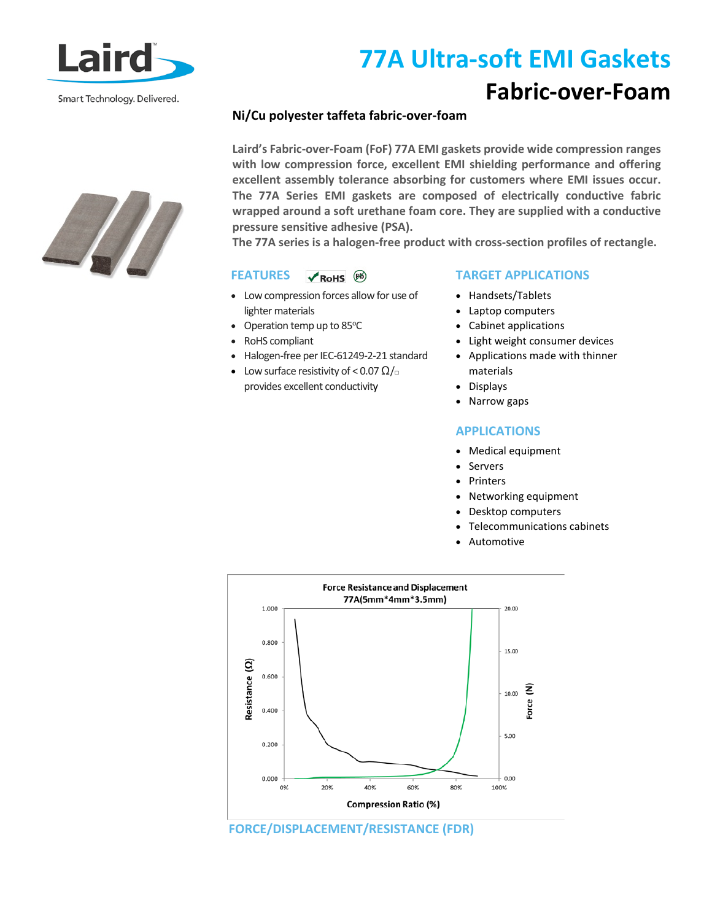Laird

Smart Technology. Delivered.

# 77A Ultra-soft EMI Gaskets

## Fabric-over-Foam

**Ni/Cu polyester taffeta fabric-over-foam**

**Laird's Fabric-over-Foam (FoF) 77A EMI gaskets provide wide compression ranges with low compression force, excellent EMI shielding performance and offering excellent assembly tolerance absorbing for customers where EMI issues occur. The 77A Series EMI gaskets are composed of electrically conductive fabric wrapped around a soft urethane foam core. They are supplied with a conductive pressure sensitive adhesive (PSA).**

**The 77A series is a halogen-free product with cross-section profiles of rectangle.**

### FEATURES

- Low compression forces allow for use of lighter materials
- Operation temp up to 85°C
- RoHS compliant
- Halogen-free per IEC-61249-2-21 standard
- Low surface resistivity of < 0.07 Ω/□ provides excellent conductivity

### TARGET APPLICATIONS

- Handsets/Tablets
- Laptop computers
- Cabinet applications
- Light weight consumer devices
- Applications made with thinner materials
- Displays
- Narrow gaps

### APPLICATIONS

- Medical equipment
- Servers
- Printers
- Networking equipment
- Desktop computers
- Telecommunications cabinets
- Automotive

**Force Resistance and Displacement**
**77A(5mm*4mm*3.5mm)**

### FORCE/DISPLACEMENT/RESISTANCE (FDR)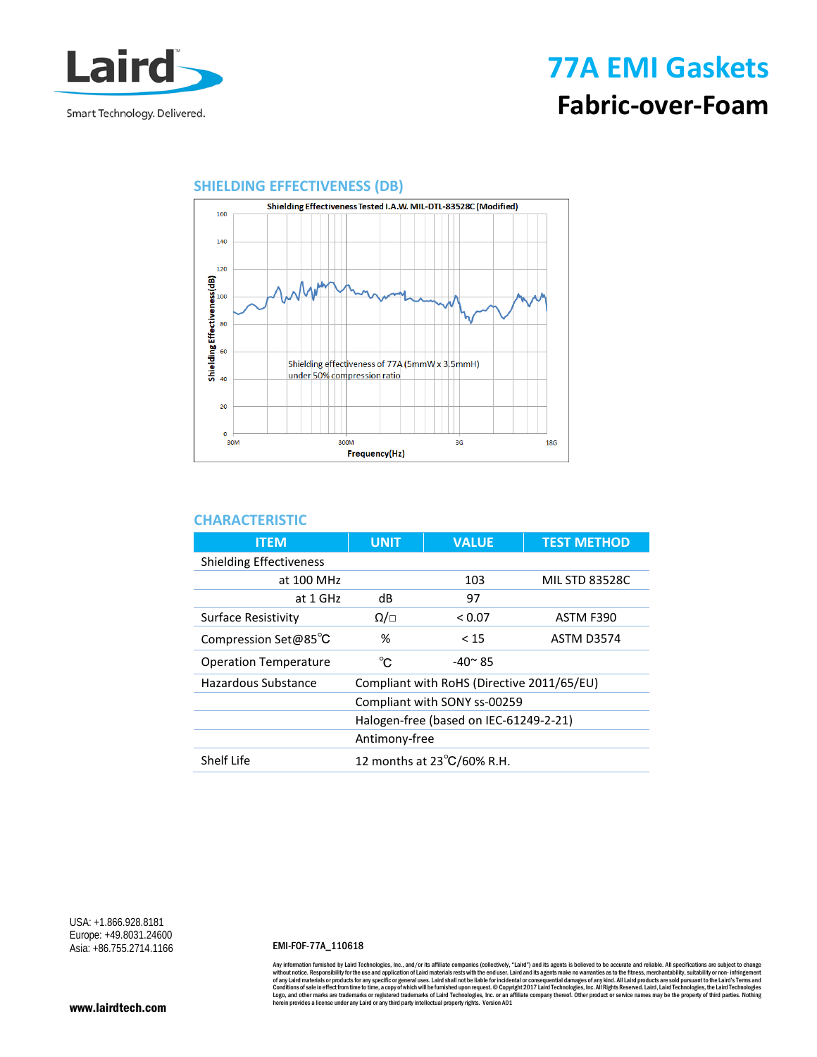# 77A EMI Gaskets

## Fabric-over-Foam

### SHIELDING EFFECTIVENESS (DB)

Shielding Effectiveness Tested I.A.W. MIL-DTL-83528C (Modified)

Shielding effectiveness of 77A (5mmW x 3.5mmH) under 50% compression ratio

### CHARACTERISTIC

| ITEM | UNIT | VALUE | TEST METHOD |
|---|---|---|---|
| Shielding Effectiveness | | | |
| at 100 MHz | | 103 | MIL STD 83528C |
| at 1 GHz | dB | 97 | |
| Surface Resistivity | Ω/□ | < 0.07 | ASTM F390 |
| Compression Set@85℃ | % | < 15 | ASTM D3574 |
| Operation Temperature | ℃ | -40~ 85 | |
| Hazardous Substance | Compliant with RoHS (Directive 2011/65/EU) | | |
| | Compliant with SONY ss-00259 | | |
| | Halogen-free (based on IEC-61249-2-21) | | |
| | Antimony-free | | |
| Shelf Life | 12 months at 23℃/60% R.H. | | |

USA: +1.866.928.8181
Europe: +49.8031.24600
Asia: +86.755.2714.1166

**www.lairdtech.com**

EMI-FOF-77A_110618

Any information furnished by Laird Technologies, Inc., and/or its affiliate companies (collectively, "Laird") and its agents is believed to be accurate and reliable. All specifications are subject to change without notice. Responsibility for the use and application of Laird materials rests with the end user. Laird and its agents make no warranties as to the fitness, merchantability, suitability or non- infringement of any Laird materials or products for any specific or general uses. Laird shall not be liable for incidental or consequential damages of any kind. All Laird products are sold pursuant to the Laird's Terms and Conditions of sale in effect from time to time, a copy of which will be furnished upon request. © Copyright 2017 Laird Technologies, Inc. All Rights Reserved. Laird, Laird Technologies, the Laird Technologies Logo, and other marks are trademarks or registered trademarks of Laird Technologies, Inc. or an affiliate company thereof. Other product or service names may be the property of third parties. Nothing herein provides a license under any Laird or any third party intellectual property rights. Version A01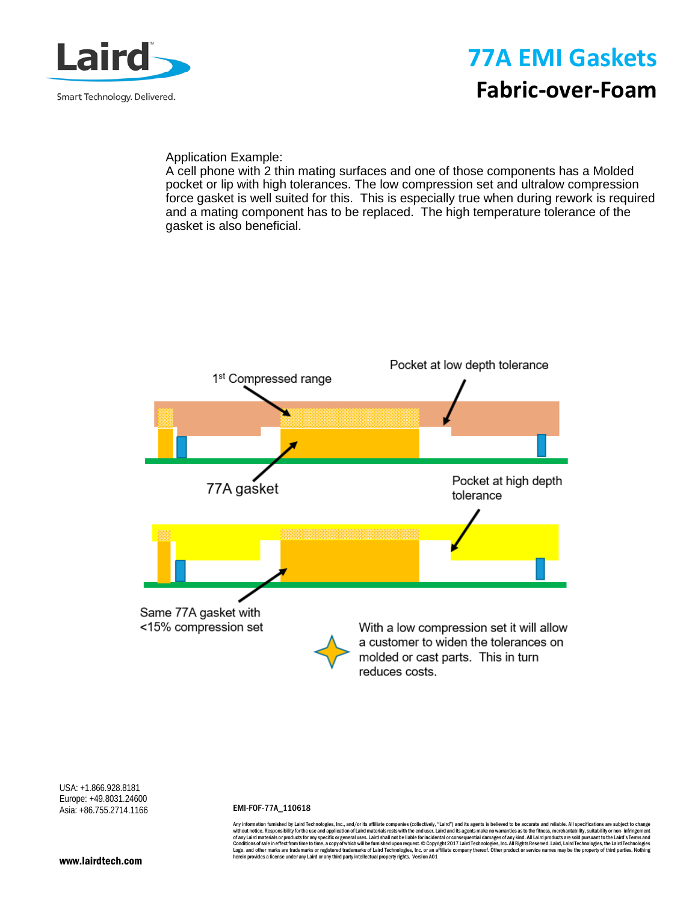Application Example:
A cell phone with 2 thin mating surfaces and one of those components has a Molded pocket or lip with high tolerances. The low compression set and ultralow compression force gasket is well suited for this. This is especially true when during rework is required and a mating component has to be replaced. The high temperature tolerance of the gasket is also beneficial.

1st Compressed range

Pocket at low depth tolerance

77A gasket

Pocket at high depth tolerance

Same 77A gasket with <15% compression set

With a low compression set it will allow a customer to widen the tolerances on molded or cast parts. This in turn reduces costs.

USA: +1.866.928.8181
Europe: +49.8031.24600
Asia: +86.755.2714.1166

www.lairdtech.com

EMI-FOF-77A_110618

Any information furnished by Laird Technologies, Inc., and/or its affiliate companies (collectively, "Laird") and its agents is believed to be accurate and reliable. All specifications are subject to change without notice. Responsibility for the use and application of Laird materials rests with the end user. Laird and its agents make no warranties as to the fitness, merchantability, suitability or non- infringement of any Laird materials or products for any specific or general uses. Laird shall not be liable for incidental or consequential damages of any kind. All Laird products are sold pursuant to the Laird's Terms and Conditions of sale in effect from time to time, a copy of which will be furnished upon request. © Copyright 2017 Laird Technologies, Inc. All Rights Reserved. Laird, Laird Technologies, the Laird Technologies Logo, and other marks are trademarks or registered trademarks of Laird Technologies, Inc. or an affiliate company thereof. Other product or service names may be the property of third parties. Nothing herein provides a license under any Laird or any third party intellectual property rights. Version A01